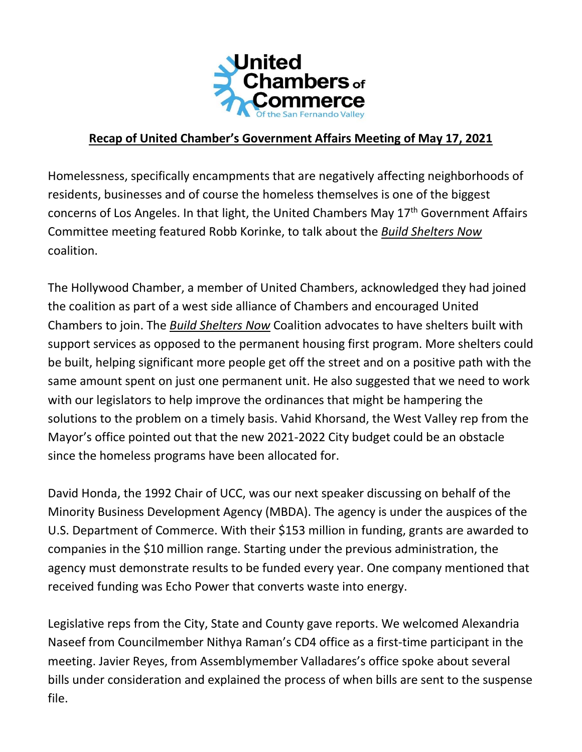**United Chambers of Commerce**
Of the San Fernando Valley

## Recap of United Chamber's Government Affairs Meeting of May 17, 2021

Homelessness, specifically encampments that are negatively affecting neighborhoods of residents, businesses and of course the homeless themselves is one of the biggest concerns of Los Angeles. In that light, the United Chambers May 17th Government Affairs Committee meeting featured Robb Korinke, to talk about the *Build Shelters Now* coalition.

The Hollywood Chamber, a member of United Chambers, acknowledged they had joined the coalition as part of a west side alliance of Chambers and encouraged United Chambers to join. The *Build Shelters Now* Coalition advocates to have shelters built with support services as opposed to the permanent housing first program. More shelters could be built, helping significant more people get off the street and on a positive path with the same amount spent on just one permanent unit. He also suggested that we need to work with our legislators to help improve the ordinances that might be hampering the solutions to the problem on a timely basis. Vahid Khorsand, the West Valley rep from the Mayor's office pointed out that the new 2021-2022 City budget could be an obstacle since the homeless programs have been allocated for.

David Honda, the 1992 Chair of UCC, was our next speaker discussing on behalf of the Minority Business Development Agency (MBDA). The agency is under the auspices of the U.S. Department of Commerce. With their $153 million in funding, grants are awarded to companies in the $10 million range. Starting under the previous administration, the agency must demonstrate results to be funded every year. One company mentioned that received funding was Echo Power that converts waste into energy.

Legislative reps from the City, State and County gave reports. We welcomed Alexandria Naseef from Councilmember Nithya Raman's CD4 office as a first-time participant in the meeting. Javier Reyes, from Assemblymember Valladares's office spoke about several bills under consideration and explained the process of when bills are sent to the suspense file.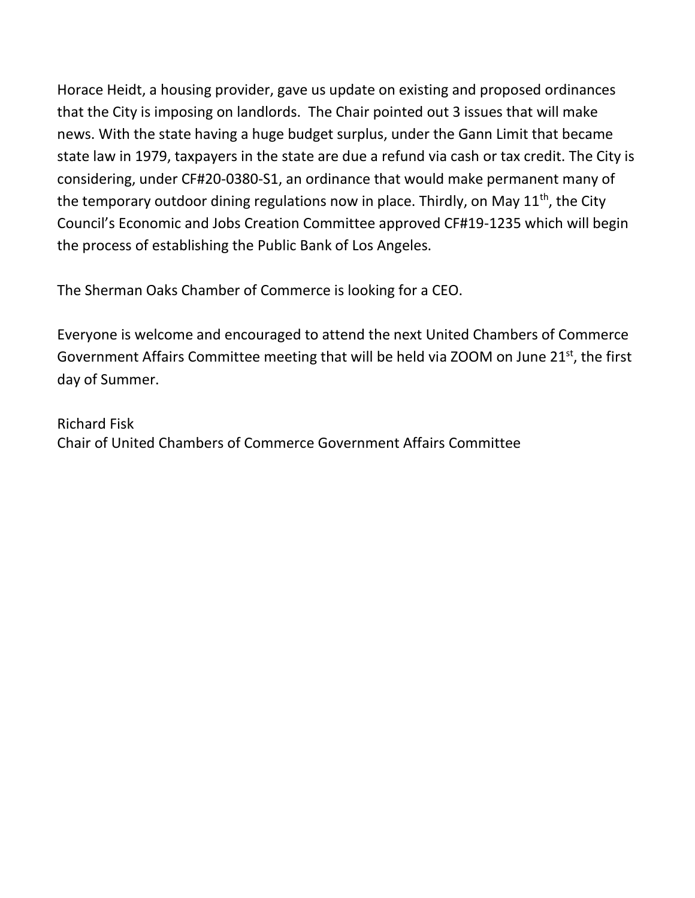Horace Heidt, a housing provider, gave us update on existing and proposed ordinances that the City is imposing on landlords.  The Chair pointed out 3 issues that will make news. With the state having a huge budget surplus, under the Gann Limit that became state law in 1979, taxpayers in the state are due a refund via cash or tax credit. The City is considering, under CF#20-0380-S1, an ordinance that would make permanent many of the temporary outdoor dining regulations now in place. Thirdly, on May 11th, the City Council's Economic and Jobs Creation Committee approved CF#19-1235 which will begin the process of establishing the Public Bank of Los Angeles.

The Sherman Oaks Chamber of Commerce is looking for a CEO.

Everyone is welcome and encouraged to attend the next United Chambers of Commerce Government Affairs Committee meeting that will be held via ZOOM on June 21st, the first day of Summer.

Richard Fisk
Chair of United Chambers of Commerce Government Affairs Committee